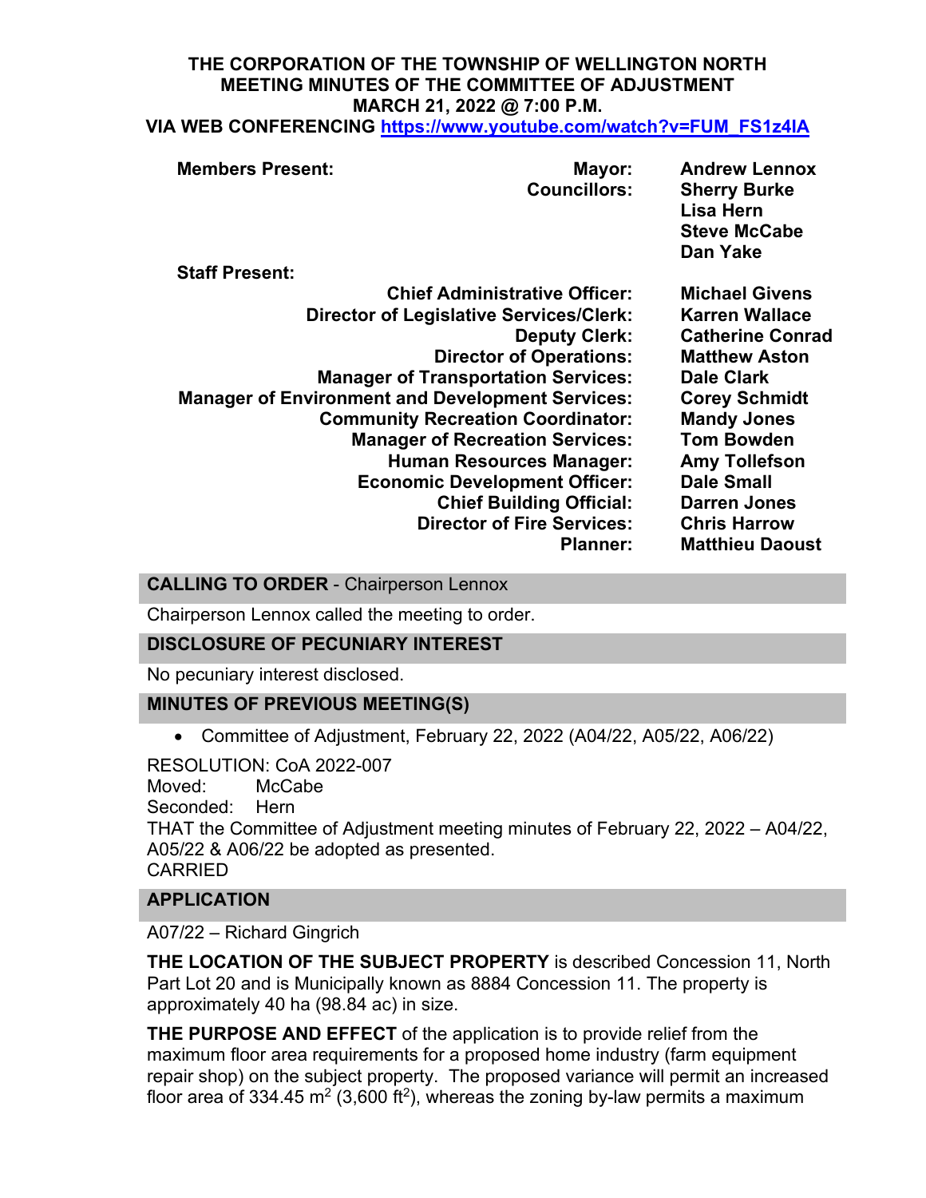# THE CORPORATION OF THE TOWNSHIP OF WELLINGTON NORTH
## MEETING MINUTES OF THE COMMITTEE OF ADJUSTMENT
## MARCH 21, 2022 @ 7:00 P.M.
## VIA WEB CONFERENCING https://www.youtube.com/watch?v=FUM_FS1z4IA

**Members Present:**

| | | |
|---|---|---|
| | **Mayor:** | **Andrew Lennox** |
| | **Councillors:** | **Sherry Burke** |
| | | **Lisa Hern** |
| | | **Steve McCabe** |
| | | **Dan Yake** |

**Staff Present:**

| | |
|---|---|
| **Chief Administrative Officer:** | **Michael Givens** |
| **Director of Legislative Services/Clerk:** | **Karren Wallace** |
| **Deputy Clerk:** | **Catherine Conrad** |
| **Director of Operations:** | **Matthew Aston** |
| **Manager of Transportation Services:** | **Dale Clark** |
| **Manager of Environment and Development Services:** | **Corey Schmidt** |
| **Community Recreation Coordinator:** | **Mandy Jones** |
| **Manager of Recreation Services:** | **Tom Bowden** |
| **Human Resources Manager:** | **Amy Tollefson** |
| **Economic Development Officer:** | **Dale Small** |
| **Chief Building Official:** | **Darren Jones** |
| **Director of Fire Services:** | **Chris Harrow** |
| **Planner:** | **Matthieu Daoust** |

### CALLING TO ORDER - Chairperson Lennox

Chairperson Lennox called the meeting to order.

### DISCLOSURE OF PECUNIARY INTEREST

No pecuniary interest disclosed.

### MINUTES OF PREVIOUS MEETING(S)

- Committee of Adjustment, February 22, 2022 (A04/22, A05/22, A06/22)

RESOLUTION: CoA 2022-007
Moved: McCabe
Seconded: Hern
THAT the Committee of Adjustment meeting minutes of February 22, 2022 – A04/22, A05/22 & A06/22 be adopted as presented.
CARRIED

### APPLICATION

A07/22 – Richard Gingrich

**THE LOCATION OF THE SUBJECT PROPERTY** is described Concession 11, North Part Lot 20 and is Municipally known as 8884 Concession 11. The property is approximately 40 ha (98.84 ac) in size.

**THE PURPOSE AND EFFECT** of the application is to provide relief from the maximum floor area requirements for a proposed home industry (farm equipment repair shop) on the subject property. The proposed variance will permit an increased floor area of 334.45 $m^2$ (3,600 $ft^2$), whereas the zoning by-law permits a maximum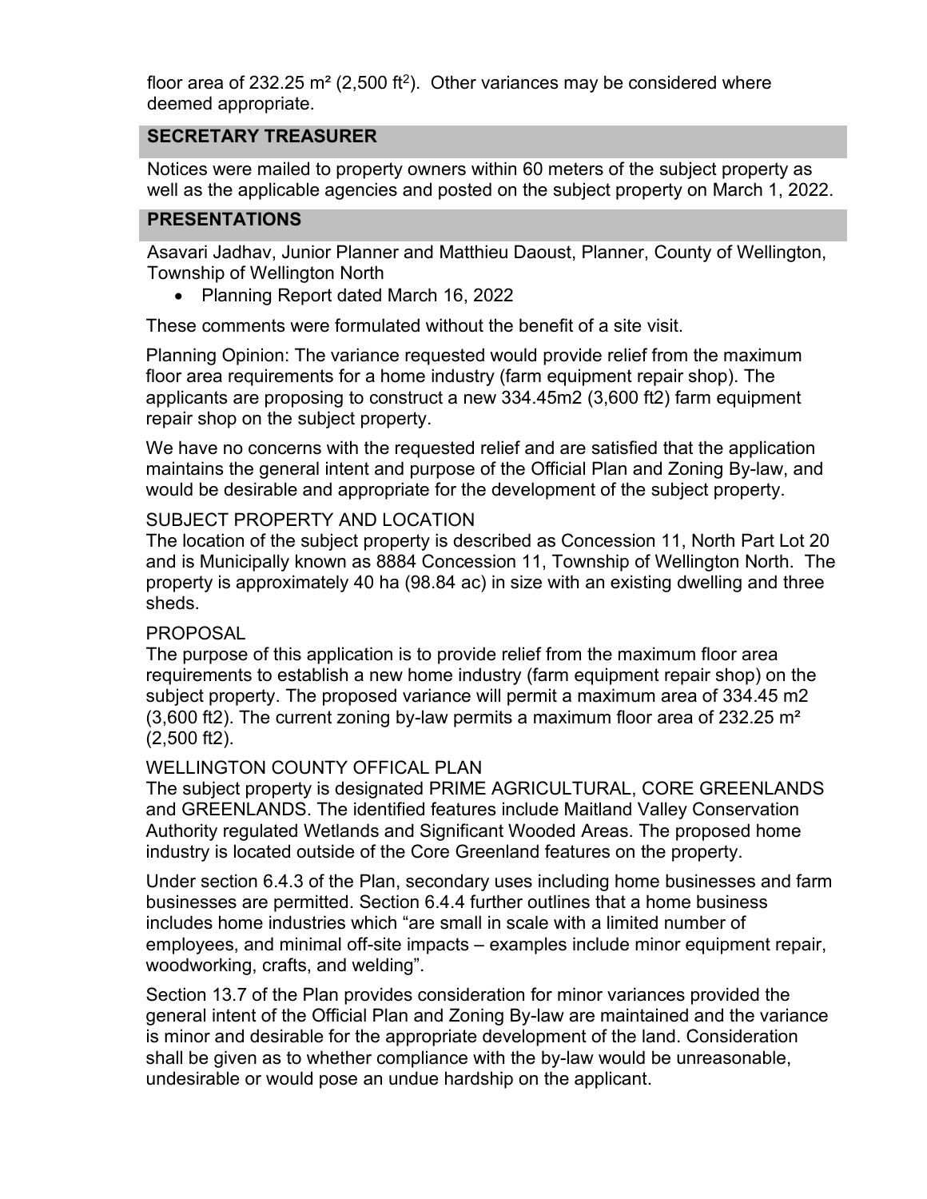floor area of 232.25 m² (2,500 ft$^2$). Other variances may be considered where deemed appropriate.

## SECRETARY TREASURER

Notices were mailed to property owners within 60 meters of the subject property as well as the applicable agencies and posted on the subject property on March 1, 2022.

## PRESENTATIONS

Asavari Jadhav, Junior Planner and Matthieu Daoust, Planner, County of Wellington, Township of Wellington North

- Planning Report dated March 16, 2022

These comments were formulated without the benefit of a site visit.

Planning Opinion: The variance requested would provide relief from the maximum floor area requirements for a home industry (farm equipment repair shop). The applicants are proposing to construct a new 334.45m2 (3,600 ft2) farm equipment repair shop on the subject property.

We have no concerns with the requested relief and are satisfied that the application maintains the general intent and purpose of the Official Plan and Zoning By-law, and would be desirable and appropriate for the development of the subject property.

SUBJECT PROPERTY AND LOCATION

The location of the subject property is described as Concession 11, North Part Lot 20 and is Municipally known as 8884 Concession 11, Township of Wellington North. The property is approximately 40 ha (98.84 ac) in size with an existing dwelling and three sheds.

PROPOSAL

The purpose of this application is to provide relief from the maximum floor area requirements to establish a new home industry (farm equipment repair shop) on the subject property. The proposed variance will permit a maximum area of 334.45 m2 (3,600 ft2). The current zoning by-law permits a maximum floor area of 232.25 m² (2,500 ft2).

WELLINGTON COUNTY OFFICAL PLAN

The subject property is designated PRIME AGRICULTURAL, CORE GREENLANDS and GREENLANDS. The identified features include Maitland Valley Conservation Authority regulated Wetlands and Significant Wooded Areas. The proposed home industry is located outside of the Core Greenland features on the property.

Under section 6.4.3 of the Plan, secondary uses including home businesses and farm businesses are permitted. Section 6.4.4 further outlines that a home business includes home industries which "are small in scale with a limited number of employees, and minimal off-site impacts – examples include minor equipment repair, woodworking, crafts, and welding".

Section 13.7 of the Plan provides consideration for minor variances provided the general intent of the Official Plan and Zoning By-law are maintained and the variance is minor and desirable for the appropriate development of the land. Consideration shall be given as to whether compliance with the by-law would be unreasonable, undesirable or would pose an undue hardship on the applicant.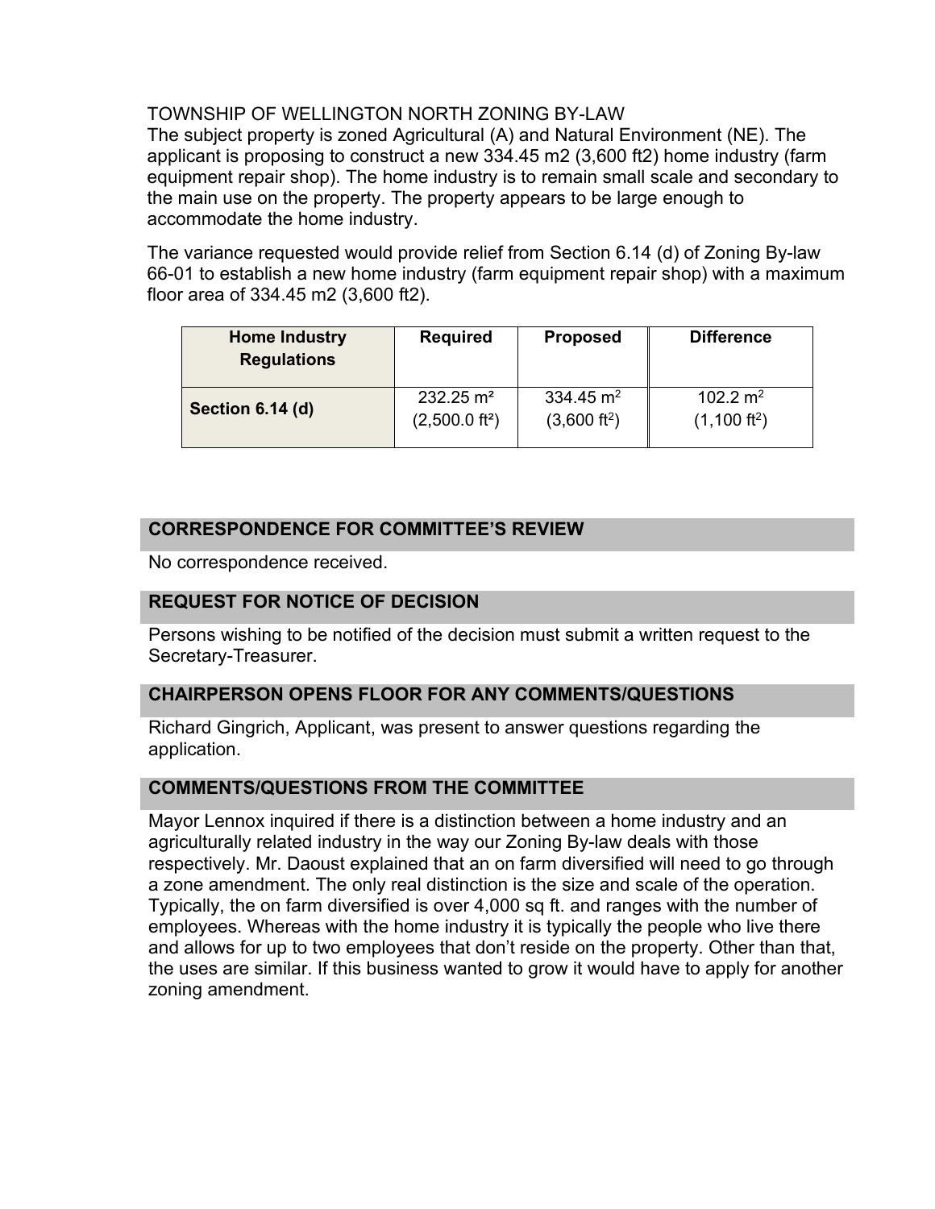TOWNSHIP OF WELLINGTON NORTH ZONING BY-LAW

The subject property is zoned Agricultural (A) and Natural Environment (NE). The applicant is proposing to construct a new 334.45 m2 (3,600 ft2) home industry (farm equipment repair shop). The home industry is to remain small scale and secondary to the main use on the property. The property appears to be large enough to accommodate the home industry.

The variance requested would provide relief from Section 6.14 (d) of Zoning By-law 66-01 to establish a new home industry (farm equipment repair shop) with a maximum floor area of 334.45 m2 (3,600 ft2).

| Home Industry Regulations | Required | Proposed | Difference |
|---|---|---|---|
| **Section 6.14 (d)** | 232.25 $m^2$ (2,500.0 $ft^2$) | 334.45 $m^2$ (3,600 $ft^2$) | 102.2 $m^2$ (1,100 $ft^2$) |

## CORRESPONDENCE FOR COMMITTEE'S REVIEW

No correspondence received.

## REQUEST FOR NOTICE OF DECISION

Persons wishing to be notified of the decision must submit a written request to the Secretary-Treasurer.

## CHAIRPERSON OPENS FLOOR FOR ANY COMMENTS/QUESTIONS

Richard Gingrich, Applicant, was present to answer questions regarding the application.

## COMMENTS/QUESTIONS FROM THE COMMITTEE

Mayor Lennox inquired if there is a distinction between a home industry and an agriculturally related industry in the way our Zoning By-law deals with those respectively. Mr. Daoust explained that an on farm diversified will need to go through a zone amendment. The only real distinction is the size and scale of the operation. Typically, the on farm diversified is over 4,000 sq ft. and ranges with the number of employees. Whereas with the home industry it is typically the people who live there and allows for up to two employees that don't reside on the property. Other than that, the uses are similar. If this business wanted to grow it would have to apply for another zoning amendment.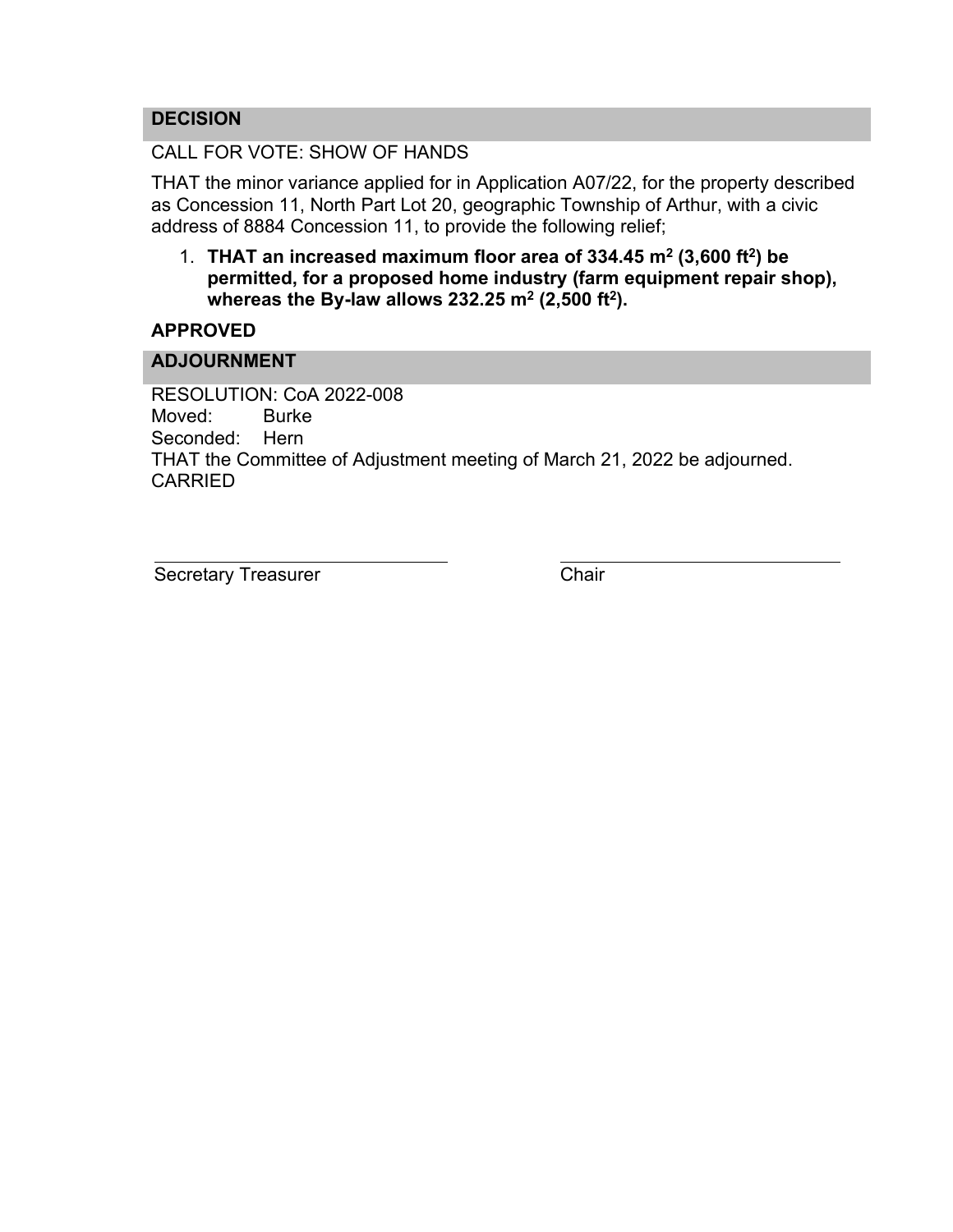## DECISION

CALL FOR VOTE: SHOW OF HANDS

THAT the minor variance applied for in Application A07/22, for the property described as Concession 11, North Part Lot 20, geographic Township of Arthur, with a civic address of 8884 Concession 11, to provide the following relief;

1. **THAT an increased maximum floor area of 334.45 $m^2$ (3,600 $ft^2$) be permitted, for a proposed home industry (farm equipment repair shop), whereas the By-law allows 232.25 $m^2$ (2,500 $ft^2$).**

**APPROVED**

## ADJOURNMENT

RESOLUTION: CoA 2022-008
Moved: Burke
Seconded: Hern
THAT the Committee of Adjustment meeting of March 21, 2022 be adjourned.
CARRIED

Secretary Treasurer

Chair